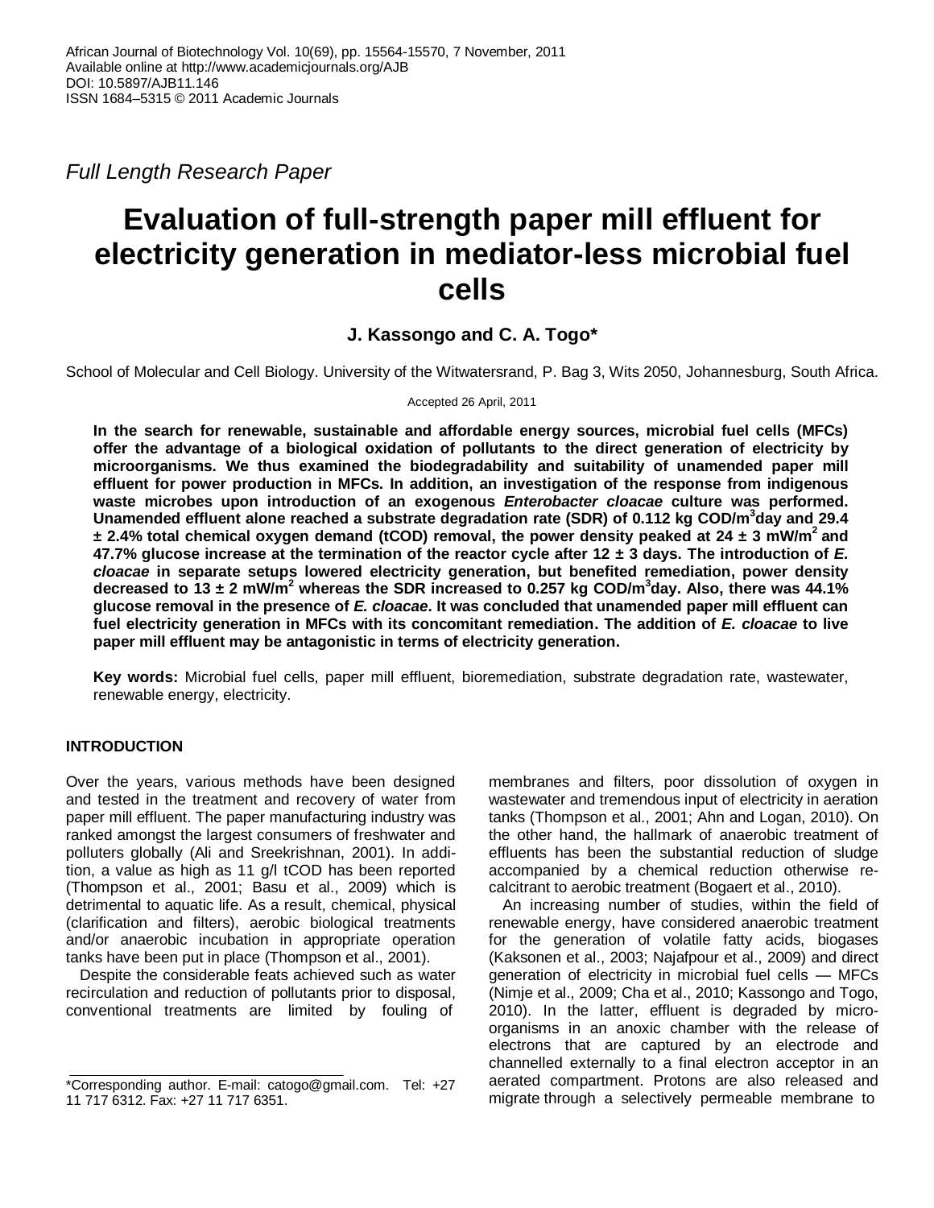African Journal of Biotechnology Vol. 10(69), pp. 15564-15570, 7 November, 2011
Available online at http://www.academicjournals.org/AJB
DOI: 10.5897/AJB11.146
ISSN 1684–5315 © 2011 Academic Journals

*Full Length Research Paper*

# Evaluation of full-strength paper mill effluent for electricity generation in mediator-less microbial fuel cells

**J. Kassongo and C. A. Togo***

School of Molecular and Cell Biology. University of the Witwatersrand, P. Bag 3, Wits 2050, Johannesburg, South Africa.

Accepted 26 April, 2011

**In the search for renewable, sustainable and affordable energy sources, microbial fuel cells (MFCs) offer the advantage of a biological oxidation of pollutants to the direct generation of electricity by microorganisms. We thus examined the biodegradability and suitability of unamended paper mill effluent for power production in MFCs. In addition, an investigation of the response from indigenous waste microbes upon introduction of an exogenous *Enterobacter cloacae* culture was performed. Unamended effluent alone reached a substrate degradation rate (SDR) of 0.112 kg COD/m$^3$day and 29.4 ± 2.4% total chemical oxygen demand (tCOD) removal, the power density peaked at 24 ± 3 mW/m$^2$ and 47.7% glucose increase at the termination of the reactor cycle after 12 ± 3 days. The introduction of *E. cloacae* in separate setups lowered electricity generation, but benefited remediation, power density decreased to 13 ± 2 mW/m$^2$ whereas the SDR increased to 0.257 kg COD/m$^3$day. Also, there was 44.1% glucose removal in the presence of *E. cloacae*. It was concluded that unamended paper mill effluent can fuel electricity generation in MFCs with its concomitant remediation. The addition of *E. cloacae* to live paper mill effluent may be antagonistic in terms of electricity generation.**

**Key words:** Microbial fuel cells, paper mill effluent, bioremediation, substrate degradation rate, wastewater, renewable energy, electricity.

## INTRODUCTION

Over the years, various methods have been designed and tested in the treatment and recovery of water from paper mill effluent. The paper manufacturing industry was ranked amongst the largest consumers of freshwater and polluters globally (Ali and Sreekrishnan, 2001). In addition, a value as high as 11 g/l tCOD has been reported (Thompson et al., 2001; Basu et al., 2009) which is detrimental to aquatic life. As a result, chemical, physical (clarification and filters), aerobic biological treatments and/or anaerobic incubation in appropriate operation tanks have been put in place (Thompson et al., 2001).

Despite the considerable feats achieved such as water recirculation and reduction of pollutants prior to disposal, conventional treatments are limited by fouling of membranes and filters, poor dissolution of oxygen in wastewater and tremendous input of electricity in aeration tanks (Thompson et al., 2001; Ahn and Logan, 2010). On the other hand, the hallmark of anaerobic treatment of effluents has been the substantial reduction of sludge accompanied by a chemical reduction otherwise re-calcitrant to aerobic treatment (Bogaert et al., 2010).

An increasing number of studies, within the field of renewable energy, have considered anaerobic treatment for the generation of volatile fatty acids, biogases (Kaksonen et al., 2003; Najafpour et al., 2009) and direct generation of electricity in microbial fuel cells — MFCs (Nimje et al., 2009; Cha et al., 2010; Kassongo and Togo, 2010). In the latter, effluent is degraded by micro-organisms in an anoxic chamber with the release of electrons that are captured by an electrode and channelled externally to a final electron acceptor in an aerated compartment. Protons are also released and migrate through a selectively permeable membrane to

*Corresponding author. E-mail: catogo@gmail.com. Tel: +27 11 717 6312. Fax: +27 11 717 6351.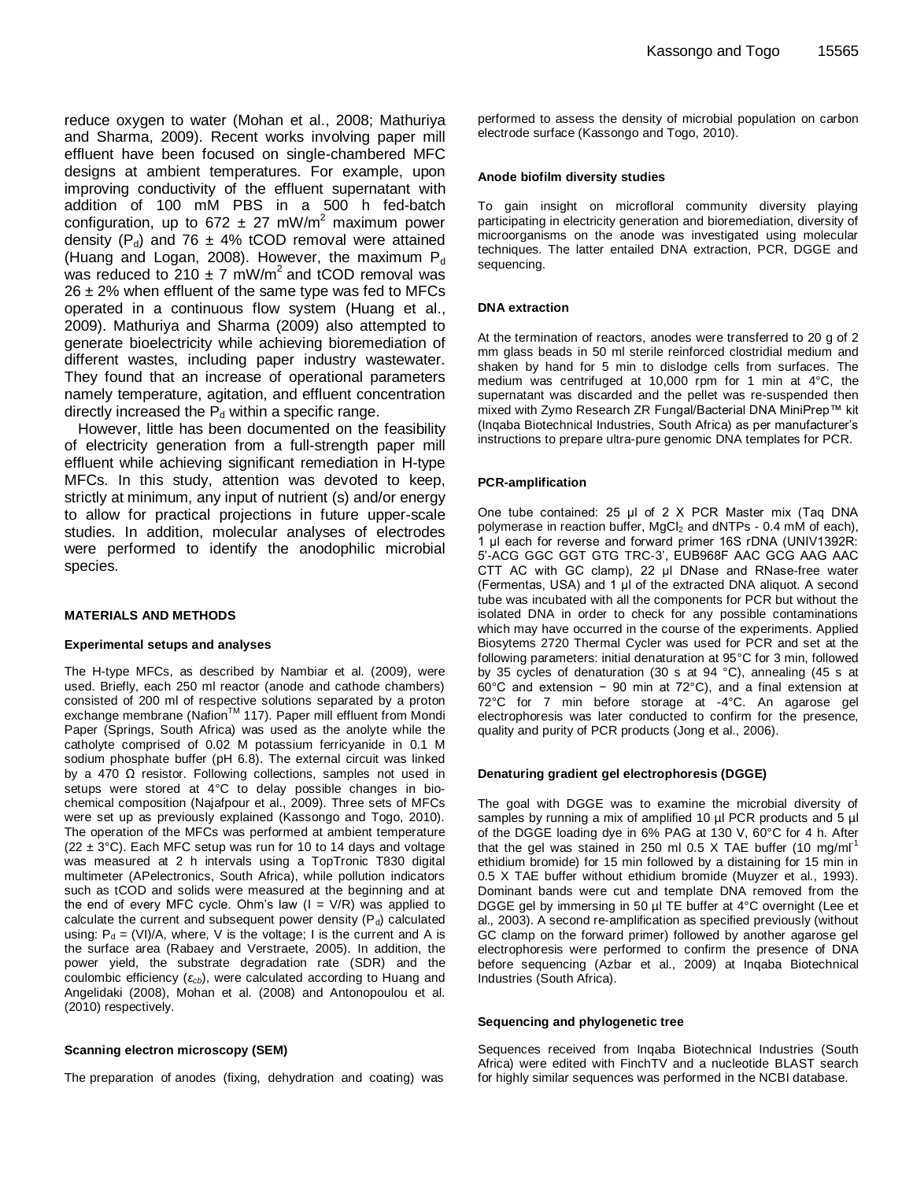reduce oxygen to water (Mohan et al., 2008; Mathuriya and Sharma, 2009). Recent works involving paper mill effluent have been focused on single-chambered MFC designs at ambient temperatures. For example, upon improving conductivity of the effluent supernatant with addition of 100 mM PBS in a 500 h fed-batch configuration, up to 672 ± 27 mW/m$^2$ maximum power density ($P_d$) and 76 ± 4% tCOD removal were attained (Huang and Logan, 2008). However, the maximum $P_d$ was reduced to 210 ± 7 mW/m$^2$ and tCOD removal was 26 ± 2% when effluent of the same type was fed to MFCs operated in a continuous flow system (Huang et al., 2009). Mathuriya and Sharma (2009) also attempted to generate bioelectricity while achieving bioremediation of different wastes, including paper industry wastewater. They found that an increase of operational parameters namely temperature, agitation, and effluent concentration directly increased the $P_d$ within a specific range.

However, little has been documented on the feasibility of electricity generation from a full-strength paper mill effluent while achieving significant remediation in H-type MFCs. In this study, attention was devoted to keep, strictly at minimum, any input of nutrient (s) and/or energy to allow for practical projections in future upper-scale studies. In addition, molecular analyses of electrodes were performed to identify the anodophilic microbial species.

## MATERIALS AND METHODS

### Experimental setups and analyses

The H-type MFCs, as described by Nambiar et al. (2009), were used. Briefly, each 250 ml reactor (anode and cathode chambers) consisted of 200 ml of respective solutions separated by a proton exchange membrane (Nafion$^{TM}$ 117). Paper mill effluent from Mondi Paper (Springs, South Africa) was used as the anolyte while the catholyte comprised of 0.02 M potassium ferricyanide in 0.1 M sodium phosphate buffer (pH 6.8). The external circuit was linked by a 470 Ω resistor. Following collections, samples not used in setups were stored at 4°C to delay possible changes in biochemical composition (Najafpour et al., 2009). Three sets of MFCs were set up as previously explained (Kassongo and Togo, 2010). The operation of the MFCs was performed at ambient temperature (22 ± 3°C). Each MFC setup was run for 10 to 14 days and voltage was measured at 2 h intervals using a TopTronic T830 digital multimeter (APelectronics, South Africa), while pollution indicators such as tCOD and solids were measured at the beginning and at the end of every MFC cycle. Ohm's law ($I = V/R$) was applied to calculate the current and subsequent power density ($P_d$) calculated using: $P_d = (VI)/A$, where, V is the voltage; I is the current and A is the surface area (Rabaey and Verstraete, 2005). In addition, the power yield, the substrate degradation rate (SDR) and the coulombic efficiency ($\varepsilon_{cb}$), were calculated according to Huang and Angelidaki (2008), Mohan et al. (2008) and Antonopoulou et al. (2010) respectively.

### Scanning electron microscopy (SEM)

The preparation of anodes (fixing, dehydration and coating) was performed to assess the density of microbial population on carbon electrode surface (Kassongo and Togo, 2010).

### Anode biofilm diversity studies

To gain insight on microfloral community diversity playing participating in electricity generation and bioremediation, diversity of microorganisms on the anode was investigated using molecular techniques. The latter entailed DNA extraction, PCR, DGGE and sequencing.

### DNA extraction

At the termination of reactors, anodes were transferred to 20 g of 2 mm glass beads in 50 ml sterile reinforced clostridial medium and shaken by hand for 5 min to dislodge cells from surfaces. The medium was centrifuged at 10,000 rpm for 1 min at 4°C, the supernatant was discarded and the pellet was re-suspended then mixed with Zymo Research ZR Fungal/Bacterial DNA MiniPrep™ kit (Inqaba Biotechnical Industries, South Africa) as per manufacturer's instructions to prepare ultra-pure genomic DNA templates for PCR.

### PCR-amplification

One tube contained: 25 µl of 2 X PCR Master mix (Taq DNA polymerase in reaction buffer, $MgCl_2$ and dNTPs - 0.4 mM of each), 1 µl each for reverse and forward primer 16S rDNA (UNIV1392R: 5'-ACG GGC GGT GTG TRC-3', EUB968F AAC GCG AAG AAC CTT AC with GC clamp), 22 µl DNase and RNase-free water (Fermentas, USA) and 1 µl of the extracted DNA aliquot. A second tube was incubated with all the components for PCR but without the isolated DNA in order to check for any possible contaminations which may have occurred in the course of the experiments. Applied Biosytems 2720 Thermal Cycler was used for PCR and set at the following parameters: initial denaturation at 95°C for 3 min, followed by 35 cycles of denaturation (30 s at 94 °C), annealing (45 s at 60°C and extension − 90 min at 72°C), and a final extension at 72°C for 7 min before storage at -4°C. An agarose gel electrophoresis was later conducted to confirm for the presence, quality and purity of PCR products (Jong et al., 2006).

### Denaturing gradient gel electrophoresis (DGGE)

The goal with DGGE was to examine the microbial diversity of samples by running a mix of amplified 10 µl PCR products and 5 µl of the DGGE loading dye in 6% PAG at 130 V, 60°C for 4 h. After that the gel was stained in 250 ml 0.5 X TAE buffer (10 mg/ml$^{-1}$ ethidium bromide) for 15 min followed by a distaining for 15 min in 0.5 X TAE buffer without ethidium bromide (Muyzer et al., 1993). Dominant bands were cut and template DNA removed from the DGGE gel by immersing in 50 µl TE buffer at 4°C overnight (Lee et al., 2003). A second re-amplification as specified previously (without GC clamp on the forward primer) followed by another agarose gel electrophoresis were performed to confirm the presence of DNA before sequencing (Azbar et al., 2009) at Inqaba Biotechnical Industries (South Africa).

### Sequencing and phylogenetic tree

Sequences received from Inqaba Biotechnical Industries (South Africa) were edited with FinchTV and a nucleotide BLAST search for highly similar sequences was performed in the NCBI database.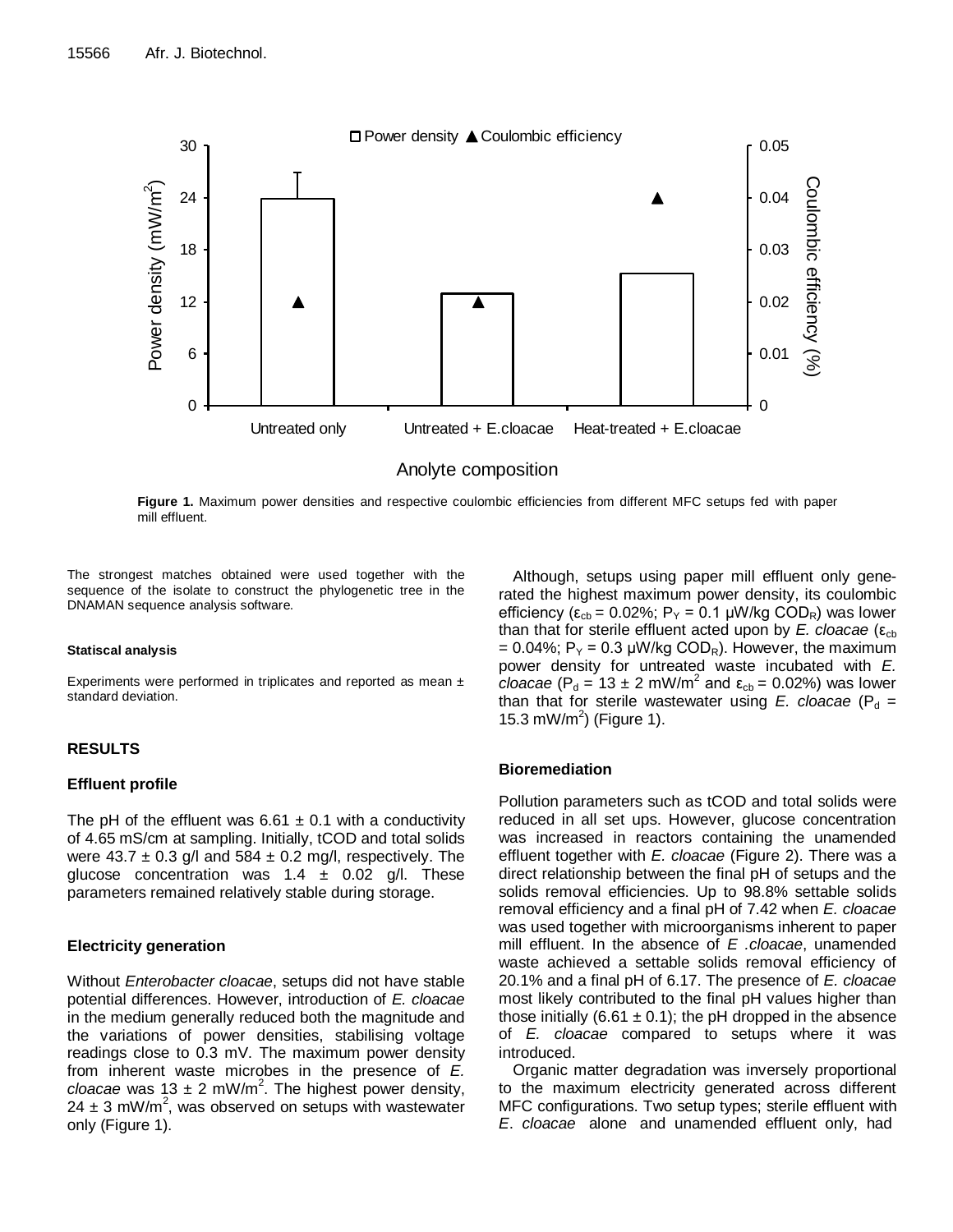**Figure 1.** Maximum power densities and respective coulombic efficiencies from different MFC setups fed with paper mill effluent.

The strongest matches obtained were used together with the sequence of the isolate to construct the phylogenetic tree in the DNAMAN sequence analysis software.

#### Statiscal analysis

Experiments were performed in triplicates and reported as mean ± standard deviation.

## RESULTS

### Effluent profile

The pH of the effluent was 6.61 ± 0.1 with a conductivity of 4.65 mS/cm at sampling. Initially, tCOD and total solids were 43.7 ± 0.3 g/l and 584 ± 0.2 mg/l, respectively. The glucose concentration was 1.4 ± 0.02 g/l. These parameters remained relatively stable during storage.

### Electricity generation

Without *Enterobacter cloacae*, setups did not have stable potential differences. However, introduction of *E. cloacae* in the medium generally reduced both the magnitude and the variations of power densities, stabilising voltage readings close to 0.3 mV. The maximum power density from inherent waste microbes in the presence of *E. cloacae* was 13 ± 2 $mW/m^2$. The highest power density, 24 ± 3 $mW/m^2$, was observed on setups with wastewater only (Figure 1).

Although, setups using paper mill effluent only generated the highest maximum power density, its coulombic efficiency ($\varepsilon_{cb}$ = 0.02%; $P_Y$ = 0.1 μW/kg $COD_R$) was lower than that for sterile effluent acted upon by *E. cloacae* ($\varepsilon_{cb}$ = 0.04%; $P_Y$ = 0.3 μW/kg $COD_R$). However, the maximum power density for untreated waste incubated with *E. cloacae* ($P_d$ = 13 ± 2 $mW/m^2$ and $\varepsilon_{cb}$ = 0.02%) was lower than that for sterile wastewater using *E. cloacae* ($P_d$ = 15.3 $mW/m^2$) (Figure 1).

### Bioremediation

Pollution parameters such as tCOD and total solids were reduced in all set ups. However, glucose concentration was increased in reactors containing the unamended effluent together with *E. cloacae* (Figure 2). There was a direct relationship between the final pH of setups and the solids removal efficiencies. Up to 98.8% settable solids removal efficiency and a final pH of 7.42 when *E. cloacae* was used together with microorganisms inherent to paper mill effluent. In the absence of *E .cloacae*, unamended waste achieved a settable solids removal efficiency of 20.1% and a final pH of 6.17. The presence of *E. cloacae* most likely contributed to the final pH values higher than those initially (6.61 ± 0.1); the pH dropped in the absence of *E. cloacae* compared to setups where it was introduced.

Organic matter degradation was inversely proportional to the maximum electricity generated across different MFC configurations. Two setup types; sterile effluent with *E. cloacae* alone and unamended effluent only, had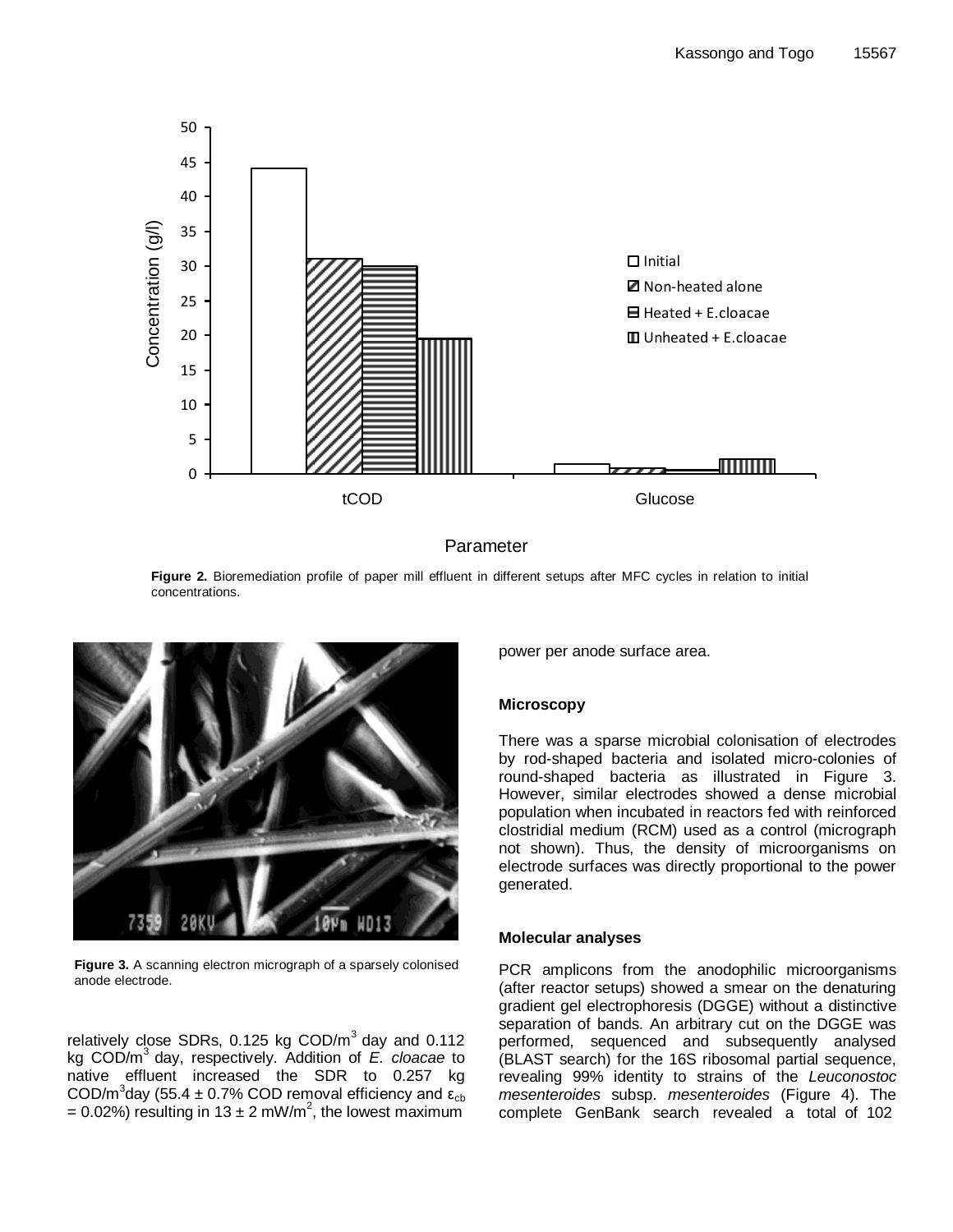**Figure 2.** Bioremediation profile of paper mill effluent in different setups after MFC cycles in relation to initial concentrations.

**Figure 3.** A scanning electron micrograph of a sparsely colonised anode electrode.

relatively close SDRs, 0.125 kg COD/m$^3$ day and 0.112 kg COD/m$^3$ day, respectively. Addition of *E. cloacae* to native effluent increased the SDR to 0.257 kg COD/m$^3$day (55.4 ± 0.7% COD removal efficiency and $\varepsilon_{cb}$ = 0.02%) resulting in 13 ± 2 mW/m$^2$, the lowest maximum power per anode surface area.

### Microscopy

There was a sparse microbial colonisation of electrodes by rod-shaped bacteria and isolated micro-colonies of round-shaped bacteria as illustrated in Figure 3. However, similar electrodes showed a dense microbial population when incubated in reactors fed with reinforced clostridial medium (RCM) used as a control (micrograph not shown). Thus, the density of microorganisms on electrode surfaces was directly proportional to the power generated.

### Molecular analyses

PCR amplicons from the anodophilic microorganisms (after reactor setups) showed a smear on the denaturing gradient gel electrophoresis (DGGE) without a distinctive separation of bands. An arbitrary cut on the DGGE was performed, sequenced and subsequently analysed (BLAST search) for the 16S ribosomal partial sequence, revealing 99% identity to strains of the *Leuconostoc mesenteroides* subsp. *mesenteroides* (Figure 4). The complete GenBank search revealed a total of 102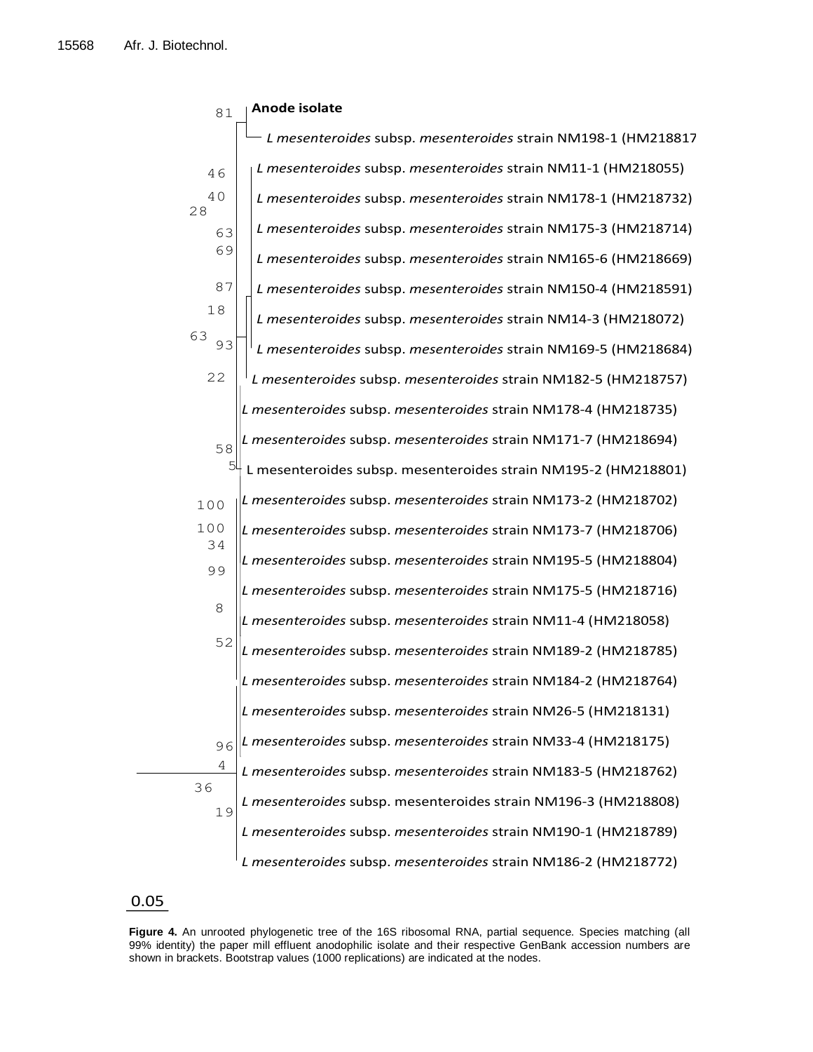Anode isolate

*L mesenteroides* subsp. *mesenteroides* strain NM198-1 (HM218817

*L mesenteroides* subsp. *mesenteroides* strain NM11-1 (HM218055)

*L mesenteroides* subsp. *mesenteroides* strain NM178-1 (HM218732)

*L mesenteroides* subsp. *mesenteroides* strain NM175-3 (HM218714)

*L mesenteroides* subsp. *mesenteroides* strain NM165-6 (HM218669)

*L mesenteroides* subsp. *mesenteroides* strain NM150-4 (HM218591)

*L mesenteroides* subsp. *mesenteroides* strain NM14-3 (HM218072)

*L mesenteroides* subsp. *mesenteroides* strain NM169-5 (HM218684)

*L mesenteroides* subsp. *mesenteroides* strain NM182-5 (HM218757)

*L mesenteroides* subsp. *mesenteroides* strain NM178-4 (HM218735)

*L mesenteroides* subsp. *mesenteroides* strain NM171-7 (HM218694)

L mesenteroides subsp. mesenteroides strain NM195-2 (HM218801)

*L mesenteroides* subsp. *mesenteroides* strain NM173-2 (HM218702)

*L mesenteroides* subsp. *mesenteroides* strain NM173-7 (HM218706)

*L mesenteroides* subsp. *mesenteroides* strain NM195-5 (HM218804)

*L mesenteroides* subsp. *mesenteroides* strain NM175-5 (HM218716)

*L mesenteroides* subsp. *mesenteroides* strain NM11-4 (HM218058)

*L mesenteroides* subsp. *mesenteroides* strain NM189-2 (HM218785)

*L mesenteroides* subsp. *mesenteroides* strain NM184-2 (HM218764)

*L mesenteroides* subsp. *mesenteroides* strain NM26-5 (HM218131)

*L mesenteroides* subsp. *mesenteroides* strain NM33-4 (HM218175)

*L mesenteroides* subsp. *mesenteroides* strain NM183-5 (HM218762)

*L mesenteroides* subsp. mesenteroides strain NM196-3 (HM218808)

*L mesenteroides* subsp. *mesenteroides* strain NM190-1 (HM218789)

*L mesenteroides* subsp. *mesenteroides* strain NM186-2 (HM218772)

0.05

**Figure 4.** An unrooted phylogenetic tree of the 16S ribosomal RNA, partial sequence. Species matching (all 99% identity) the paper mill effluent anodophilic isolate and their respective GenBank accession numbers are shown in brackets. Bootstrap values (1000 replications) are indicated at the nodes.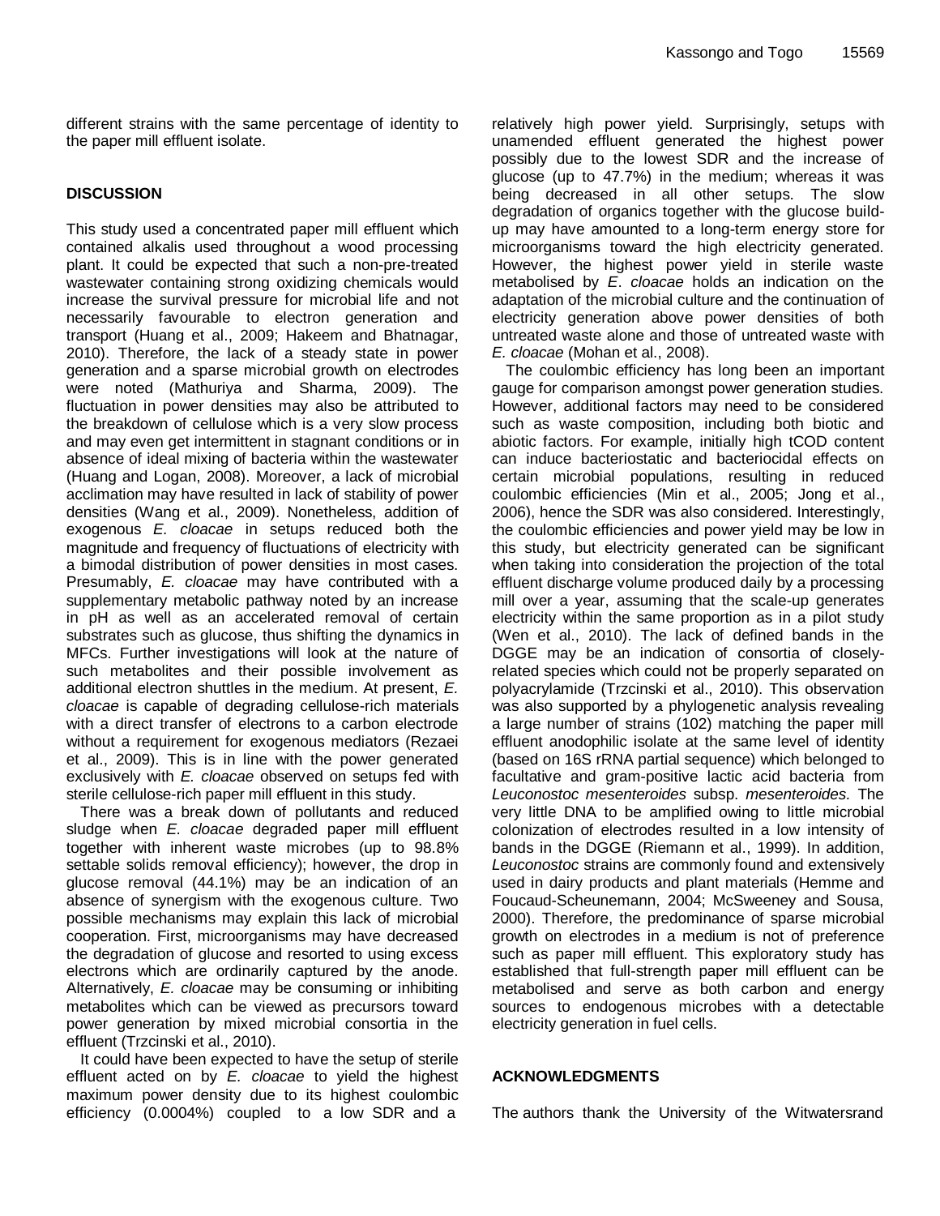different strains with the same percentage of identity to the paper mill effluent isolate.

## DISCUSSION

This study used a concentrated paper mill effluent which contained alkalis used throughout a wood processing plant. It could be expected that such a non-pre-treated wastewater containing strong oxidizing chemicals would increase the survival pressure for microbial life and not necessarily favourable to electron generation and transport (Huang et al., 2009; Hakeem and Bhatnagar, 2010). Therefore, the lack of a steady state in power generation and a sparse microbial growth on electrodes were noted (Mathuriya and Sharma, 2009). The fluctuation in power densities may also be attributed to the breakdown of cellulose which is a very slow process and may even get intermittent in stagnant conditions or in absence of ideal mixing of bacteria within the wastewater (Huang and Logan, 2008). Moreover, a lack of microbial acclimation may have resulted in lack of stability of power densities (Wang et al., 2009). Nonetheless, addition of exogenous *E. cloacae* in setups reduced both the magnitude and frequency of fluctuations of electricity with a bimodal distribution of power densities in most cases. Presumably, *E. cloacae* may have contributed with a supplementary metabolic pathway noted by an increase in pH as well as an accelerated removal of certain substrates such as glucose, thus shifting the dynamics in MFCs. Further investigations will look at the nature of such metabolites and their possible involvement as additional electron shuttles in the medium. At present, *E. cloacae* is capable of degrading cellulose-rich materials with a direct transfer of electrons to a carbon electrode without a requirement for exogenous mediators (Rezaei et al., 2009). This is in line with the power generated exclusively with *E. cloacae* observed on setups fed with sterile cellulose-rich paper mill effluent in this study.

There was a break down of pollutants and reduced sludge when *E. cloacae* degraded paper mill effluent together with inherent waste microbes (up to 98.8% settable solids removal efficiency); however, the drop in glucose removal (44.1%) may be an indication of an absence of synergism with the exogenous culture. Two possible mechanisms may explain this lack of microbial cooperation. First, microorganisms may have decreased the degradation of glucose and resorted to using excess electrons which are ordinarily captured by the anode. Alternatively, *E. cloacae* may be consuming or inhibiting metabolites which can be viewed as precursors toward power generation by mixed microbial consortia in the effluent (Trzcinski et al., 2010).

It could have been expected to have the setup of sterile effluent acted on by *E. cloacae* to yield the highest maximum power density due to its highest coulombic efficiency (0.0004%) coupled to a low SDR and a relatively high power yield. Surprisingly, setups with unamended effluent generated the highest power possibly due to the lowest SDR and the increase of glucose (up to 47.7%) in the medium; whereas it was being decreased in all other setups. The slow degradation of organics together with the glucose build-up may have amounted to a long-term energy store for microorganisms toward the high electricity generated. However, the highest power yield in sterile waste metabolised by *E. cloacae* holds an indication on the adaptation of the microbial culture and the continuation of electricity generation above power densities of both untreated waste alone and those of untreated waste with *E. cloacae* (Mohan et al., 2008).

The coulombic efficiency has long been an important gauge for comparison amongst power generation studies. However, additional factors may need to be considered such as waste composition, including both biotic and abiotic factors. For example, initially high tCOD content can induce bacteriostatic and bacteriocidal effects on certain microbial populations, resulting in reduced coulombic efficiencies (Min et al., 2005; Jong et al., 2006), hence the SDR was also considered. Interestingly, the coulombic efficiencies and power yield may be low in this study, but electricity generated can be significant when taking into consideration the projection of the total effluent discharge volume produced daily by a processing mill over a year, assuming that the scale-up generates electricity within the same proportion as in a pilot study (Wen et al., 2010). The lack of defined bands in the DGGE may be an indication of consortia of closely-related species which could not be properly separated on polyacrylamide (Trzcinski et al., 2010). This observation was also supported by a phylogenetic analysis revealing a large number of strains (102) matching the paper mill effluent anodophilic isolate at the same level of identity (based on 16S rRNA partial sequence) which belonged to facultative and gram-positive lactic acid bacteria from *Leuconostoc mesenteroides* subsp. *mesenteroides.* The very little DNA to be amplified owing to little microbial colonization of electrodes resulted in a low intensity of bands in the DGGE (Riemann et al., 1999). In addition, *Leuconostoc* strains are commonly found and extensively used in dairy products and plant materials (Hemme and Foucaud-Scheunemann, 2004; McSweeney and Sousa, 2000). Therefore, the predominance of sparse microbial growth on electrodes in a medium is not of preference such as paper mill effluent. This exploratory study has established that full-strength paper mill effluent can be metabolised and serve as both carbon and energy sources to endogenous microbes with a detectable electricity generation in fuel cells.

## ACKNOWLEDGMENTS

The authors thank the University of the Witwatersrand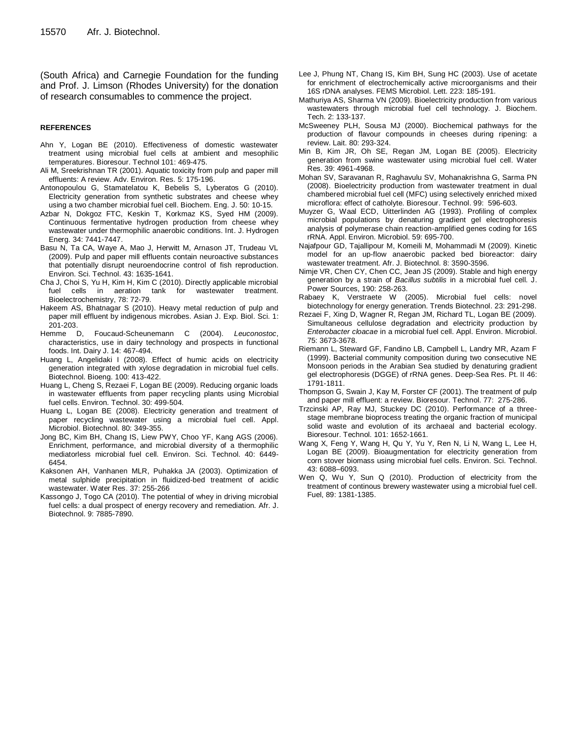(South Africa) and Carnegie Foundation for the funding and Prof. J. Limson (Rhodes University) for the donation of research consumables to commence the project.

**REFERENCES**

Ahn Y, Logan BE (2010). Effectiveness of domestic wastewater treatment using microbial fuel cells at ambient and mesophilic temperatures. Bioresour. Technol 101: 469-475.

Ali M, Sreekrishnan TR (2001). Aquatic toxicity from pulp and paper mill effluents: A review. Adv. Environ. Res. 5: 175-196.

Antonopoulou G, Stamatelatou K, Bebelis S, Lyberatos G (2010). Electricity generation from synthetic substrates and cheese whey using a two chamber microbial fuel cell. Biochem. Eng. J. 50: 10-15.

Azbar N, Dokgoz FTC, Keskin T, Korkmaz KS, Syed HM (2009). Continuous fermentative hydrogen production from cheese whey wastewater under thermophilic anaerobic conditions. Int. J. Hydrogen Energ. 34: 7441-7447.

Basu N, Ta CA, Waye A, Mao J, Herwitt M, Arnason JT, Trudeau VL (2009). Pulp and paper mill effluents contain neuroactive substances that potentially disrupt neuroendocrine control of fish reproduction. Environ. Sci. Technol. 43: 1635-1641.

Cha J, Choi S, Yu H, Kim H, Kim C (2010). Directly applicable microbial fuel cells in aeration tank for wastewater treatment. Bioelectrochemistry, 78: 72-79.

Hakeem AS, Bhatnagar S (2010). Heavy metal reduction of pulp and paper mill effluent by indigenous microbes. Asian J. Exp. Biol. Sci. 1: 201-203.

Hemme D, Foucaud-Scheunemann C (2004). *Leuconostoc*, characteristics, use in dairy technology and prospects in functional foods. Int. Dairy J. 14: 467-494.

Huang L, Angelidaki I (2008). Effect of humic acids on electricity generation integrated with xylose degradation in microbial fuel cells. Biotechnol. Bioeng. 100: 413-422.

Huang L, Cheng S, Rezaei F, Logan BE (2009). Reducing organic loads in wastewater effluents from paper recycling plants using Microbial fuel cells. Environ. Technol. 30: 499-504.

Huang L, Logan BE (2008). Electricity generation and treatment of paper recycling wastewater using a microbial fuel cell. Appl. Microbiol. Biotechnol. 80: 349-355.

Jong BC, Kim BH, Chang IS, Liew PWY, Choo YF, Kang AGS (2006). Enrichment, performance, and microbial diversity of a thermophilic mediatorless microbial fuel cell. Environ. Sci. Technol. 40: 6449-6454.

Kaksonen AH, Vanhanen MLR, Puhakka JA (2003). Optimization of metal sulphide precipitation in fluidized-bed treatment of acidic wastewater. Water Res. 37: 255-266

Kassongo J, Togo CA (2010). The potential of whey in driving microbial fuel cells: a dual prospect of energy recovery and remediation. Afr. J. Biotechnol. 9: 7885-7890.

Lee J, Phung NT, Chang IS, Kim BH, Sung HC (2003). Use of acetate for enrichment of electrochemically active microorganisms and their 16S rDNA analyses. FEMS Microbiol. Lett. 223: 185-191.

Mathuriya AS, Sharma VN (2009). Bioelectricity production from various wastewaters through microbial fuel cell technology. J. Biochem. Tech. 2: 133-137.

McSweeney PLH, Sousa MJ (2000). Biochemical pathways for the production of flavour compounds in cheeses during ripening: a review. Lait. 80: 293-324.

Min B, Kim JR, Oh SE, Regan JM, Logan BE (2005). Electricity generation from swine wastewater using microbial fuel cell. Water Res. 39: 4961-4968.

Mohan SV, Saravanan R, Raghavulu SV, Mohanakrishna G, Sarma PN (2008). Bioelectricity production from wastewater treatment in dual chambered microbial fuel cell (MFC) using selectively enriched mixed microflora: effect of catholyte. Bioresour. Technol. 99: 596-603.

Muyzer G, Waal ECD, Uitterlinden AG (1993). Profiling of complex microbial populations by denaturing gradient gel electrophoresis analysis of polymerase chain reaction-amplified genes coding for 16S rRNA. Appl. Environ. Microbiol. 59: 695-700.

Najafpour GD, Tajallipour M, Komeili M, Mohammadi M (2009). Kinetic model for an up-flow anaerobic packed bed bioreactor: dairy wastewater treatment. Afr. J. Biotechnol. 8: 3590-3596.

Nimje VR, Chen CY, Chen CC, Jean JS (2009). Stable and high energy generation by a strain of *Bacillus subtilis* in a microbial fuel cell. J. Power Sources, 190: 258-263.

Rabaey K, Verstraete W (2005). Microbial fuel cells: novel biotechnology for energy generation. Trends Biotechnol. 23: 291-298.

Rezaei F, Xing D, Wagner R, Regan JM, Richard TL, Logan BE (2009). Simultaneous cellulose degradation and electricity production by *Enterobacter cloacae* in a microbial fuel cell. Appl. Environ. Microbiol. 75: 3673-3678.

Riemann L, Steward GF, Fandino LB, Campbell L, Landry MR, Azam F (1999). Bacterial community composition during two consecutive NE Monsoon periods in the Arabian Sea studied by denaturing gradient gel electrophoresis (DGGE) of rRNA genes. Deep-Sea Res. Pt. II 46: 1791-1811.

Thompson G, Swain J, Kay M, Forster CF (2001). The treatment of pulp and paper mill effluent: a review. Bioresour. Technol. 77: 275-286.

Trzcinski AP, Ray MJ, Stuckey DC (2010). Performance of a three-stage membrane bioprocess treating the organic fraction of municipal solid waste and evolution of its archaeal and bacterial ecology. Bioresour. Technol. 101: 1652-1661.

Wang X, Feng Y, Wang H, Qu Y, Yu Y, Ren N, Li N, Wang L, Lee H, Logan BE (2009). Bioaugmentation for electricity generation from corn stover biomass using microbial fuel cells. Environ. Sci. Technol. 43: 6088–6093.

Wen Q, Wu Y, Sun Q (2010). Production of electricity from the treatment of continous brewery wastewater using a microbial fuel cell. Fuel, 89: 1381-1385.